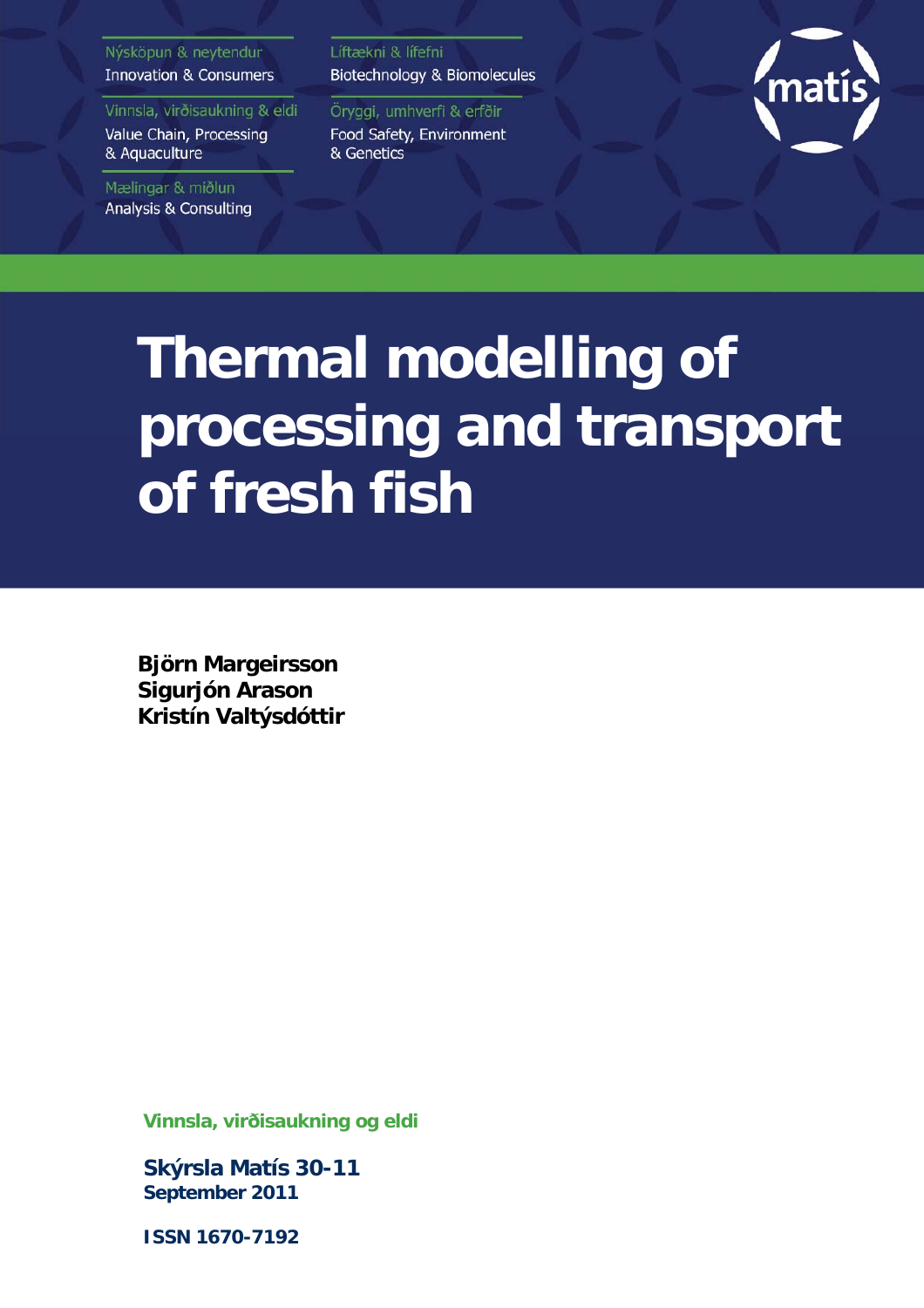Nýsköpun & neytendur
Innovation & Consumers

Vinnsla, virðisaukning & eldi
Value Chain, Processing & Aquaculture

Mælingar & miðlun
Analysis & Consulting

Líftækni & lífefni
Biotechnology & Biomolecules

Öryggi, umhverfi & erfðir
Food Safety, Environment & Genetics

matís

# Thermal modelling of processing and transport of fresh fish

**Björn Margeirsson**
**Sigurjón Arason**
**Kristín Valtýsdóttir**

**Vinnsla, virðisaukning og eldi**

**Skýrsla Matís 30-11**
**September 2011**

**ISSN 1670-7192**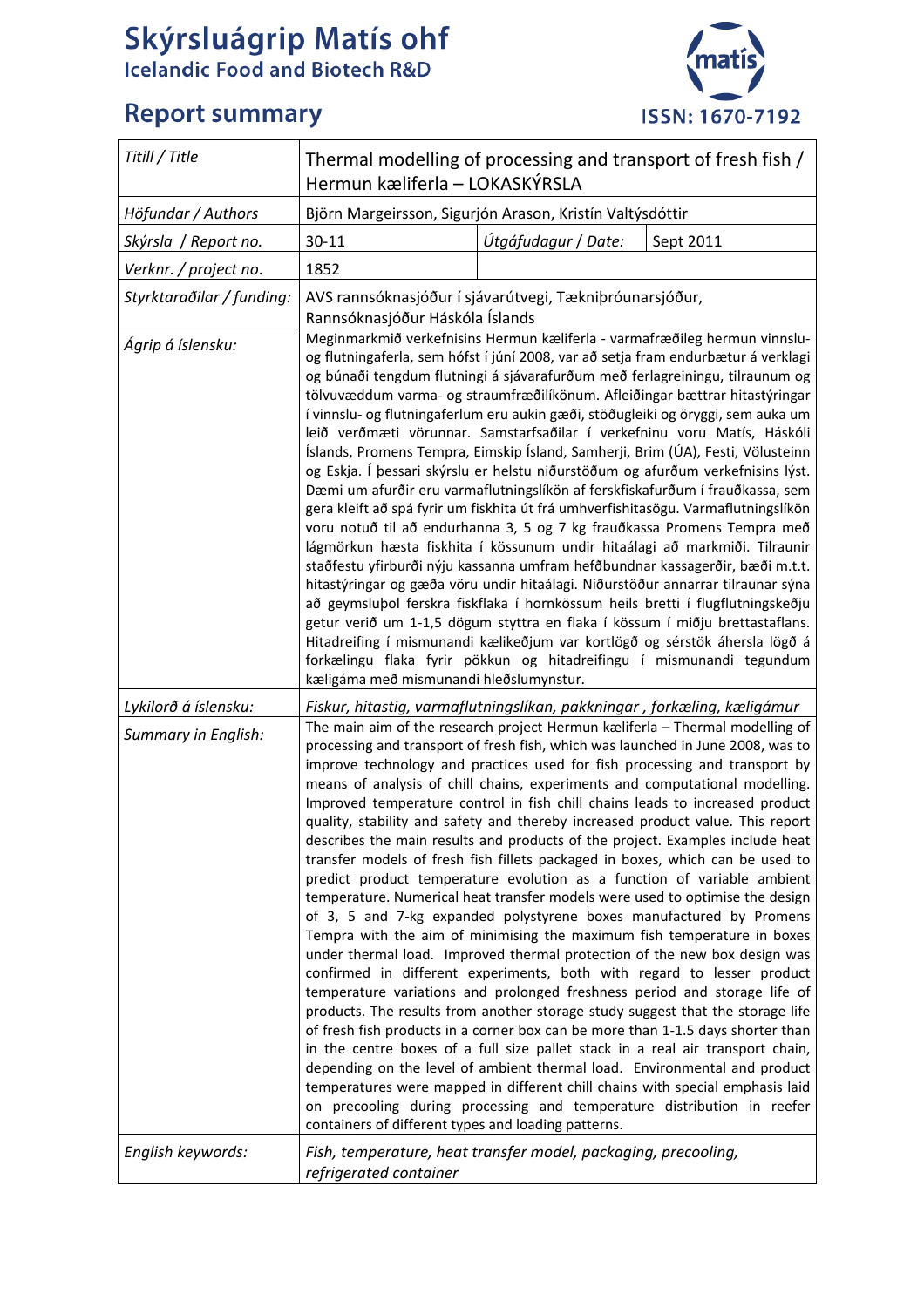# Skýrsluágrip Matís ohf
## Icelandic Food and Biotech R&D

## Report summary

ISSN: 1670-7192

| Titill / Title | Thermal modelling of processing and transport of fresh fish / Hermun kæliferla – LOKASKÝRSLA | | |
|---|---|---|---|
| Höfundar / Authors | Björn Margeirsson, Sigurjón Arason, Kristín Valtýsdóttir | | |
| Skýrsla / Report no. | 30-11 | Útgáfudagur / Date: | Sept 2011 |
| Verknr. / project no. | 1852 | | |
| Styrktaraðilar / funding: | AVS rannsóknasjóður í sjávarútvegi, Tækniþróunarsjóður, Rannsóknasjóður Háskóla Íslands | | |
| Ágrip á íslensku: | Meginmarkmið verkefnisins Hermun kæliferla - varmafræðileg hermun vinnslu- og flutningaferla, sem hófst í júní 2008, var að setja fram endurbætur á verklagi og búnaði tengdum flutningi á sjávarafurðum með ferlagreiningu, tilraunum og tölvuvæddum varma- og straumfræðilíkönum. Afleiðingar bættrar hitastýringar í vinnslu- og flutningaferlum eru aukin gæði, stöðugleiki og öryggi, sem auka um leið verðmæti vörunnar. Samstarfsaðilar í verkefninu voru Matís, Háskóli Íslands, Promens Tempra, Eimskip Ísland, Samherji, Brim (ÚA), Festi, Völusteinn og Eskja. Í þessari skýrslu er helstu niðurstöðum og afurðum verkefnisins lýst. Dæmi um afurðir eru varmaflutningslíkön af ferskfiskafurðum í frauðkassa, sem gera kleift að spá fyrir um fiskhita út frá umhverfishitasögu. Varmaflutningslíkön voru notuð til að endurhanna 3, 5 og 7 kg frauðkassa Promens Tempra með lágmörkun hæsta fiskhita í kössunum undir hitaálagi að markmiði. Tilraunir staðfestu yfirburði nýju kassanna umfram hefðbundnar kassagerðir, bæði m.t.t. hitastýringar og gæða vöru undir hitaálagi. Niðurstöður annarrar tilraunar sýna að geymsluþol ferskra fiskflaka í hornkössum heils bretti í flugflutningskeðju getur verið um 1-1,5 dögum styttra en flaka í kössum í miðju brettastaflans. Hitadreifing í mismunandi kælikeðjum var kortlögð og sérstök áhersla lögð á forkælingu flaka fyrir pökkun og hitadreifingu í mismunandi tegundum kæligáma með mismunandi hleðslumynstur. | | |
| Lykilorð á íslensku: | *Fiskur, hitastig, varmaflutningslíkan, pakkningar , forkæling, kæligámur* | | |
| Summary in English: | The main aim of the research project Hermun kæliferla – Thermal modelling of processing and transport of fresh fish, which was launched in June 2008, was to improve technology and practices used for fish processing and transport by means of analysis of chill chains, experiments and computational modelling. Improved temperature control in fish chill chains leads to increased product quality, stability and safety and thereby increased product value. This report describes the main results and products of the project. Examples include heat transfer models of fresh fish fillets packaged in boxes, which can be used to predict product temperature evolution as a function of variable ambient temperature. Numerical heat transfer models were used to optimise the design of 3, 5 and 7-kg expanded polystyrene boxes manufactured by Promens Tempra with the aim of minimising the maximum fish temperature in boxes under thermal load. Improved thermal protection of the new box design was confirmed in different experiments, both with regard to lesser product temperature variations and prolonged freshness period and storage life of products. The results from another storage study suggest that the storage life of fresh fish products in a corner box can be more than 1-1.5 days shorter than in the centre boxes of a full size pallet stack in a real air transport chain, depending on the level of ambient thermal load. Environmental and product temperatures were mapped in different chill chains with special emphasis laid on precooling during processing and temperature distribution in reefer containers of different types and loading patterns. | | |
| English keywords: | *Fish, temperature, heat transfer model, packaging, precooling, refrigerated container* | | |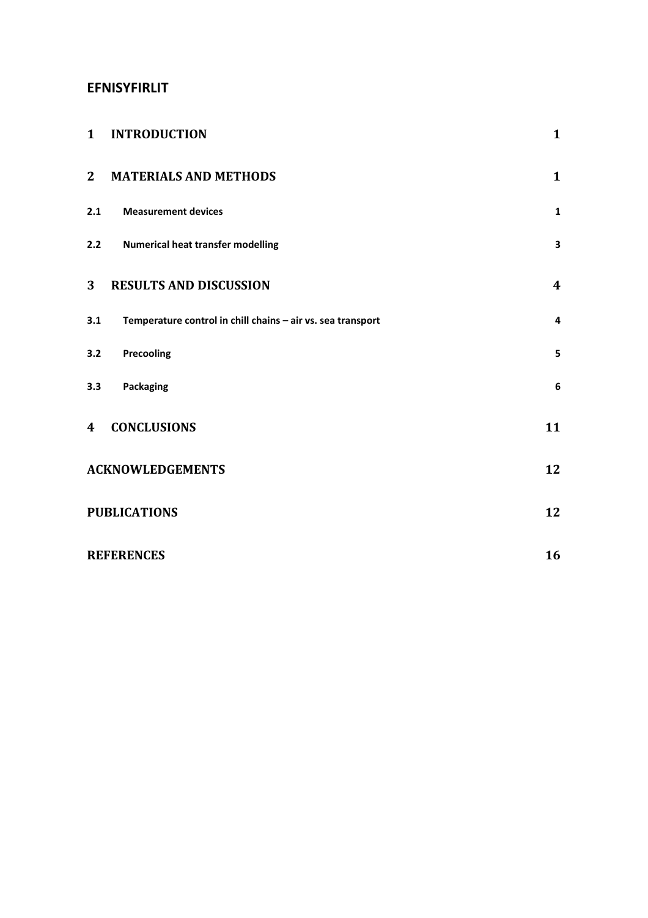## EFNISYFIRLIT

| | | |
|---|---|---|
| **1** | **INTRODUCTION** | **1** |
| **2** | **MATERIALS AND METHODS** | **1** |
| **2.1** | **Measurement devices** | **1** |
| **2.2** | **Numerical heat transfer modelling** | **3** |
| **3** | **RESULTS AND DISCUSSION** | **4** |
| **3.1** | **Temperature control in chill chains – air vs. sea transport** | **4** |
| **3.2** | **Precooling** | **5** |
| **3.3** | **Packaging** | **6** |
| **4** | **CONCLUSIONS** | **11** |
| | **ACKNOWLEDGEMENTS** | **12** |
| | **PUBLICATIONS** | **12** |
| | **REFERENCES** | **16** |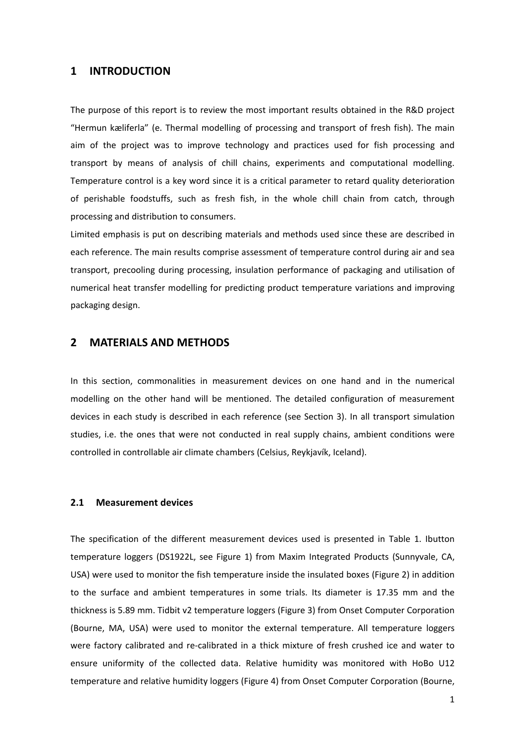# 1 INTRODUCTION

The purpose of this report is to review the most important results obtained in the R&D project "Hermun kæliferla" (e. Thermal modelling of processing and transport of fresh fish). The main aim of the project was to improve technology and practices used for fish processing and transport by means of analysis of chill chains, experiments and computational modelling. Temperature control is a key word since it is a critical parameter to retard quality deterioration of perishable foodstuffs, such as fresh fish, in the whole chill chain from catch, through processing and distribution to consumers.

Limited emphasis is put on describing materials and methods used since these are described in each reference. The main results comprise assessment of temperature control during air and sea transport, precooling during processing, insulation performance of packaging and utilisation of numerical heat transfer modelling for predicting product temperature variations and improving packaging design.

# 2 MATERIALS AND METHODS

In this section, commonalities in measurement devices on one hand and in the numerical modelling on the other hand will be mentioned. The detailed configuration of measurement devices in each study is described in each reference (see Section 3). In all transport simulation studies, i.e. the ones that were not conducted in real supply chains, ambient conditions were controlled in controllable air climate chambers (Celsius, Reykjavík, Iceland).

## 2.1 Measurement devices

The specification of the different measurement devices used is presented in Table 1. Ibutton temperature loggers (DS1922L, see Figure 1) from Maxim Integrated Products (Sunnyvale, CA, USA) were used to monitor the fish temperature inside the insulated boxes (Figure 2) in addition to the surface and ambient temperatures in some trials. Its diameter is 17.35 mm and the thickness is 5.89 mm. Tidbit v2 temperature loggers (Figure 3) from Onset Computer Corporation (Bourne, MA, USA) were used to monitor the external temperature. All temperature loggers were factory calibrated and re-calibrated in a thick mixture of fresh crushed ice and water to ensure uniformity of the collected data. Relative humidity was monitored with HoBo U12 temperature and relative humidity loggers (Figure 4) from Onset Computer Corporation (Bourne,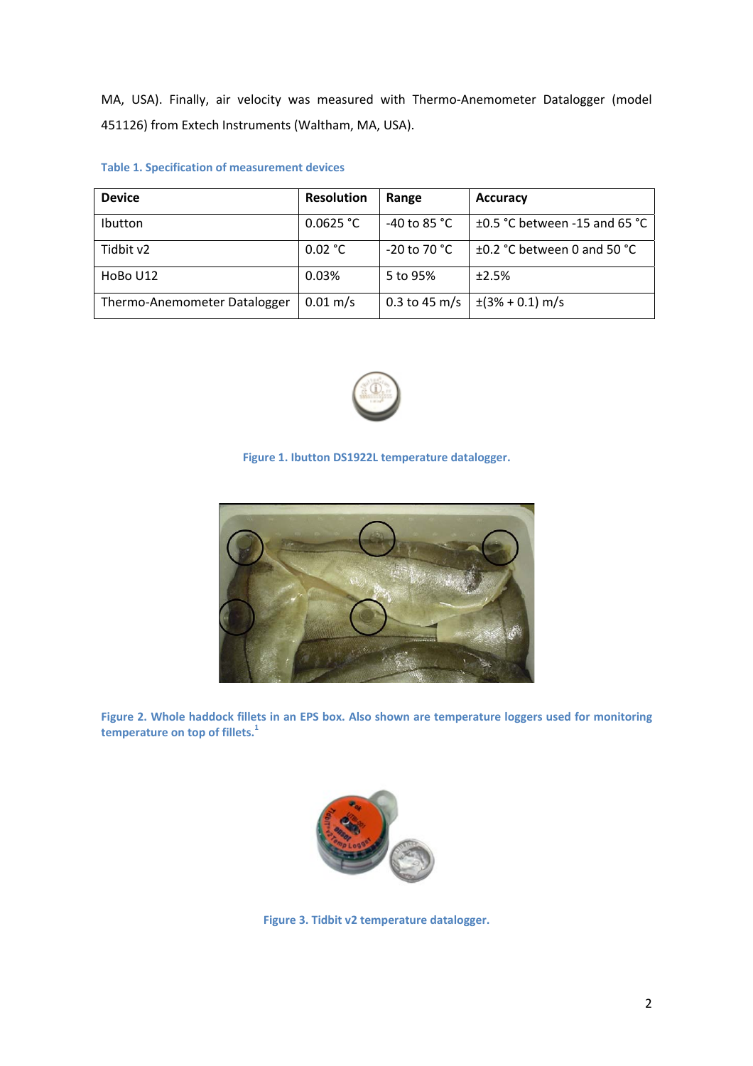MA, USA). Finally, air velocity was measured with Thermo-Anemometer Datalogger (model 451126) from Extech Instruments (Waltham, MA, USA).

**Table 1. Specification of measurement devices**

| Device | Resolution | Range | Accuracy |
|---|---|---|---|
| Ibutton | 0.0625 °C | -40 to 85 °C | ±0.5 °C between -15 and 65 °C |
| Tidbit v2 | 0.02 °C | -20 to 70 °C | ±0.2 °C between 0 and 50 °C |
| HoBo U12 | 0.03% | 5 to 95% | ±2.5% |
| Thermo-Anemometer Datalogger | 0.01 m/s | 0.3 to 45 m/s | ±(3% + 0.1) m/s |

**Figure 1. Ibutton DS1922L temperature datalogger.**

**Figure 2. Whole haddock fillets in an EPS box. Also shown are temperature loggers used for monitoring temperature on top of fillets.[1]**

**Figure 3. Tidbit v2 temperature datalogger.**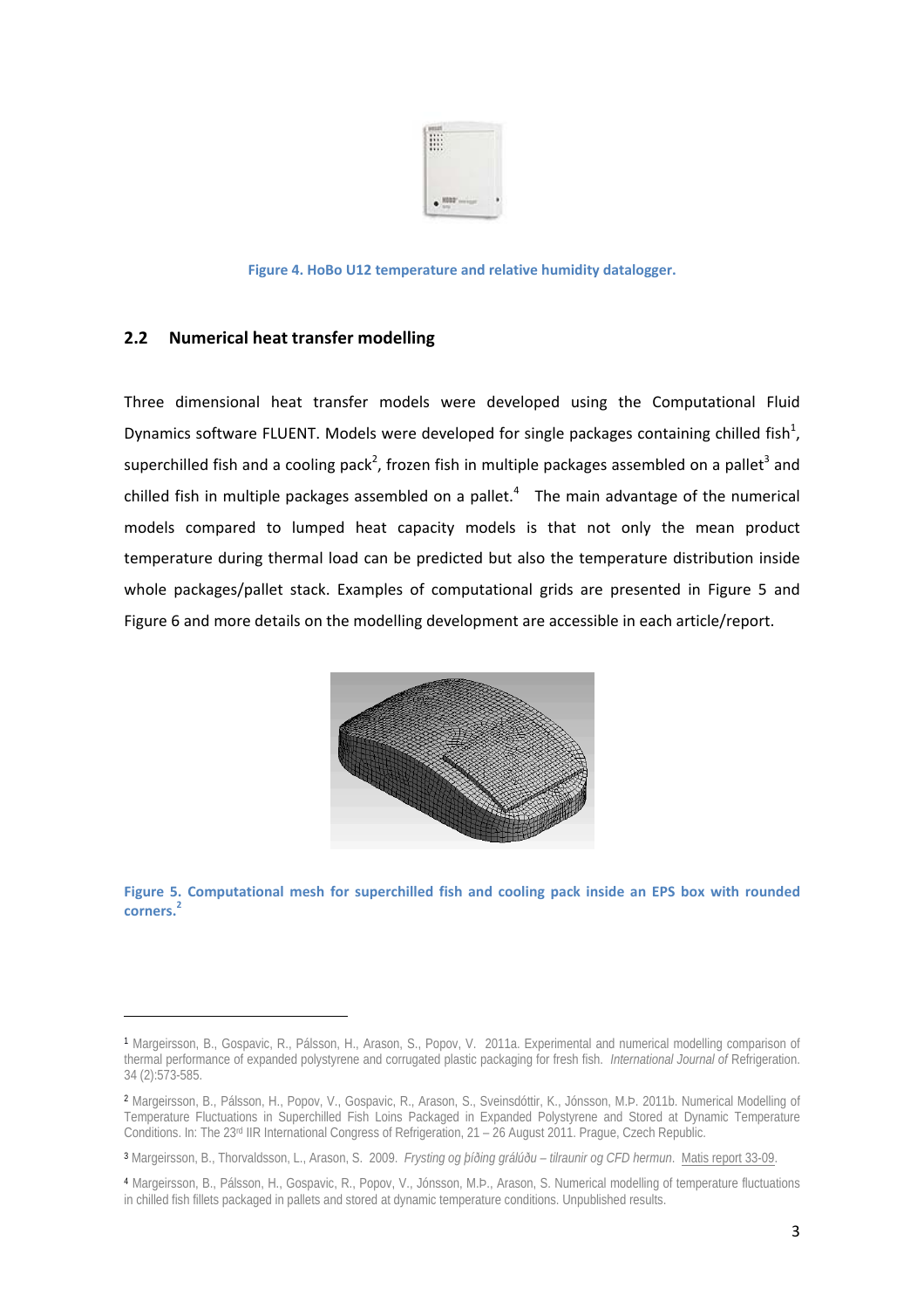Figure 4. HoBo U12 temperature and relative humidity datalogger.

## 2.2 Numerical heat transfer modelling

Three dimensional heat transfer models were developed using the Computational Fluid Dynamics software FLUENT. Models were developed for single packages containing chilled fish[1], superchilled fish and a cooling pack[2], frozen fish in multiple packages assembled on a pallet[3] and chilled fish in multiple packages assembled on a pallet.[4] The main advantage of the numerical models compared to lumped heat capacity models is that not only the mean product temperature during thermal load can be predicted but also the temperature distribution inside whole packages/pallet stack. Examples of computational grids are presented in Figure 5 and Figure 6 and more details on the modelling development are accessible in each article/report.

Figure 5. Computational mesh for superchilled fish and cooling pack inside an EPS box with rounded corners.[2]

---

[1] Margeirsson, B., Gospavic, R., Pálsson, H., Arason, S., Popov, V. 2011a. Experimental and numerical modelling comparison of thermal performance of expanded polystyrene and corrugated plastic packaging for fresh fish. *International Journal of* Refrigeration. 34 (2):573-585.

[2] Margeirsson, B., Pálsson, H., Popov, V., Gospavic, R., Arason, S., Sveinsdóttir, K., Jónsson, M.Þ. 2011b. Numerical Modelling of Temperature Fluctuations in Superchilled Fish Loins Packaged in Expanded Polystyrene and Stored at Dynamic Temperature Conditions. In: The 23rd IIR International Congress of Refrigeration, 21 – 26 August 2011. Prague, Czech Republic.

[3] Margeirsson, B., Thorvaldsson, L., Arason, S. 2009. *Frysting og þíðing grálúðu – tilraunir og CFD hermun*. Matis report 33-09.

[4] Margeirsson, B., Pálsson, H., Gospavic, R., Popov, V., Jónsson, M.Þ., Arason, S. Numerical modelling of temperature fluctuations in chilled fish fillets packaged in pallets and stored at dynamic temperature conditions. Unpublished results.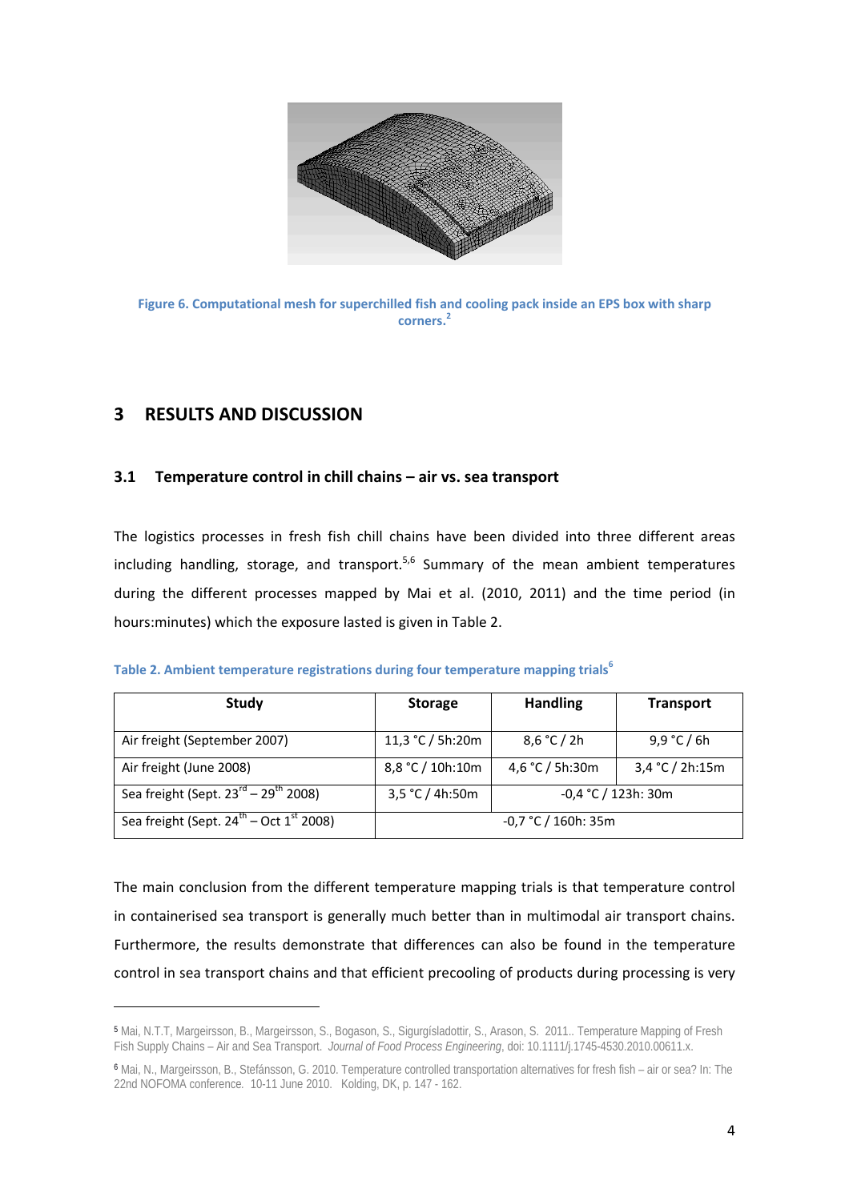Figure 6. Computational mesh for superchilled fish and cooling pack inside an EPS box with sharp corners.[2]

# 3 RESULTS AND DISCUSSION

## 3.1 Temperature control in chill chains – air vs. sea transport

The logistics processes in fresh fish chill chains have been divided into three different areas including handling, storage, and transport.[5,6] Summary of the mean ambient temperatures during the different processes mapped by Mai et al. (2010, 2011) and the time period (in hours:minutes) which the exposure lasted is given in Table 2.

Table 2. Ambient temperature registrations during four temperature mapping trials[6]

| Study | Storage | Handling | Transport |
|---|---|---|---|
| Air freight (September 2007) | 11,3 °C / 5h:20m | 8,6 °C / 2h | 9,9 °C / 6h |
| Air freight (June 2008) | 8,8 °C / 10h:10m | 4,6 °C / 5h:30m | 3,4 °C / 2h:15m |
| Sea freight (Sept. 23rd – 29th 2008) | 3,5 °C / 4h:50m | -0,4 °C / 123h: 30m | |
| Sea freight (Sept. 24th – Oct 1st 2008) | -0,7 °C / 160h: 35m | | |

The main conclusion from the different temperature mapping trials is that temperature control in containerised sea transport is generally much better than in multimodal air transport chains. Furthermore, the results demonstrate that differences can also be found in the temperature control in sea transport chains and that efficient precooling of products during processing is very

[5] Mai, N.T.T, Margeirsson, B., Margeirsson, S., Bogason, S., Sigurgísladottir, S., Arason, S. 2011.. Temperature Mapping of Fresh Fish Supply Chains – Air and Sea Transport. *Journal of Food Process Engineering*, doi: 10.1111/j.1745-4530.2010.00611.x.

[6] Mai, N., Margeirsson, B., Stefánsson, G. 2010. Temperature controlled transportation alternatives for fresh fish – air or sea? In: The 22nd NOFOMA conference. 10-11 June 2010. Kolding, DK, p. 147 - 162.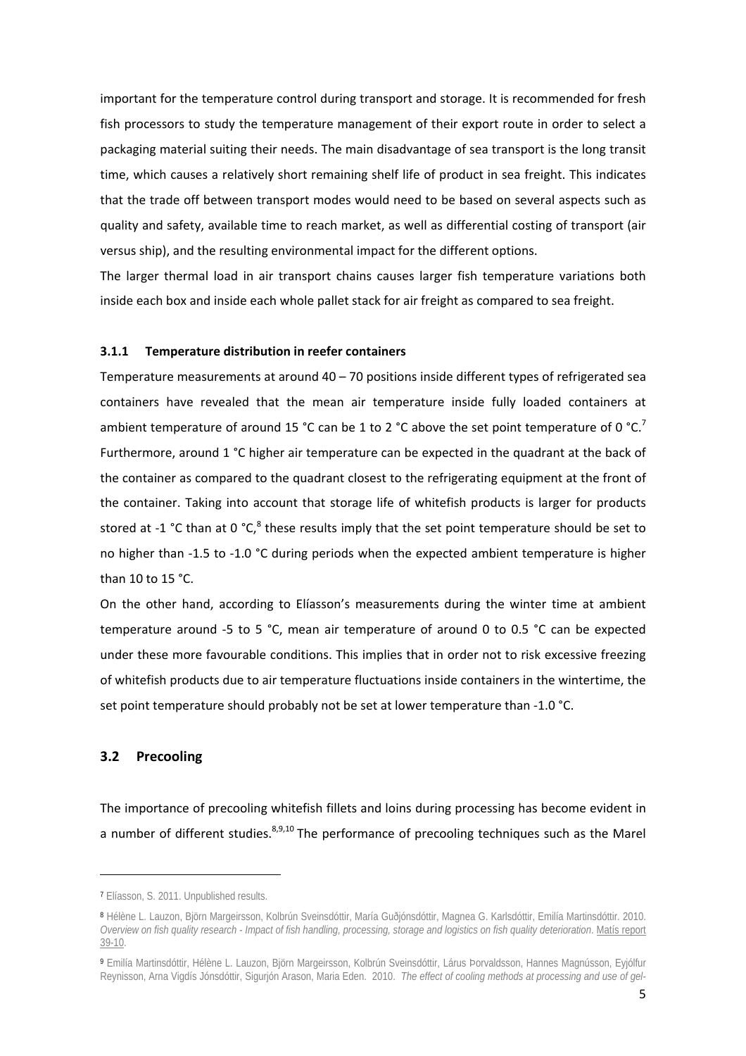important for the temperature control during transport and storage. It is recommended for fresh fish processors to study the temperature management of their export route in order to select a packaging material suiting their needs. The main disadvantage of sea transport is the long transit time, which causes a relatively short remaining shelf life of product in sea freight. This indicates that the trade off between transport modes would need to be based on several aspects such as quality and safety, available time to reach market, as well as differential costing of transport (air versus ship), and the resulting environmental impact for the different options.

The larger thermal load in air transport chains causes larger fish temperature variations both inside each box and inside each whole pallet stack for air freight as compared to sea freight.

### 3.1.1 Temperature distribution in reefer containers

Temperature measurements at around 40 – 70 positions inside different types of refrigerated sea containers have revealed that the mean air temperature inside fully loaded containers at ambient temperature of around 15 °C can be 1 to 2 °C above the set point temperature of 0 °C.[7] Furthermore, around 1 °C higher air temperature can be expected in the quadrant at the back of the container as compared to the quadrant closest to the refrigerating equipment at the front of the container. Taking into account that storage life of whitefish products is larger for products stored at -1 °C than at 0 °C,[8] these results imply that the set point temperature should be set to no higher than -1.5 to -1.0 °C during periods when the expected ambient temperature is higher than 10 to 15 °C.

On the other hand, according to Elíasson's measurements during the winter time at ambient temperature around -5 to 5 °C, mean air temperature of around 0 to 0.5 °C can be expected under these more favourable conditions. This implies that in order not to risk excessive freezing of whitefish products due to air temperature fluctuations inside containers in the wintertime, the set point temperature should probably not be set at lower temperature than -1.0 °C.

## 3.2 Precooling

The importance of precooling whitefish fillets and loins during processing has become evident in a number of different studies.[8,9,10] The performance of precooling techniques such as the Marel

---

[7] Elíasson, S. 2011. Unpublished results.

[8] Hélène L. Lauzon, Björn Margeirsson, Kolbrún Sveinsdóttir, María Guðjónsdóttir, Magnea G. Karlsdóttir, Emilía Martinsdóttir. 2010. *Overview on fish quality research - Impact of fish handling, processing, storage and logistics on fish quality deterioration*. Matís report 39-10.

[9] Emilía Martinsdóttir, Hélène L. Lauzon, Björn Margeirsson, Kolbrún Sveinsdóttir, Lárus Þorvaldsson, Hannes Magnússon, Eyjólfur Reynisson, Arna Vigdís Jónsdóttir, Sigurjón Arason, Maria Eden. 2010. *The effect of cooling methods at processing and use of gel-*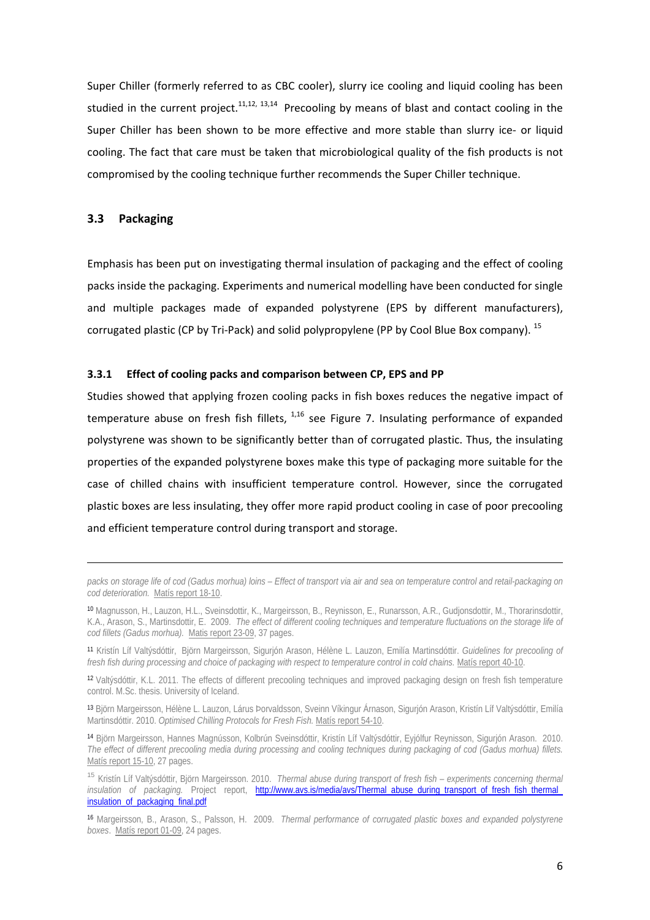Super Chiller (formerly referred to as CBC cooler), slurry ice cooling and liquid cooling has been studied in the current project.[11,12, 13,14] Precooling by means of blast and contact cooling in the Super Chiller has been shown to be more effective and more stable than slurry ice- or liquid cooling. The fact that care must be taken that microbiological quality of the fish products is not compromised by the cooling technique further recommends the Super Chiller technique.

### 3.3 Packaging

Emphasis has been put on investigating thermal insulation of packaging and the effect of cooling packs inside the packaging. Experiments and numerical modelling have been conducted for single and multiple packages made of expanded polystyrene (EPS by different manufacturers), corrugated plastic (CP by Tri-Pack) and solid polypropylene (PP by Cool Blue Box company). [15]

#### 3.3.1 Effect of cooling packs and comparison between CP, EPS and PP

Studies showed that applying frozen cooling packs in fish boxes reduces the negative impact of temperature abuse on fresh fish fillets, [1,16] see Figure 7. Insulating performance of expanded polystyrene was shown to be significantly better than of corrugated plastic. Thus, the insulating properties of the expanded polystyrene boxes make this type of packaging more suitable for the case of chilled chains with insufficient temperature control. However, since the corrugated plastic boxes are less insulating, they offer more rapid product cooling in case of poor precooling and efficient temperature control during transport and storage.

---

*packs on storage life of cod (Gadus morhua) loins – Effect of transport via air and sea on temperature control and retail-packaging on cod deterioration.* Matís report 18-10.

[10] Magnusson, H., Lauzon, H.L., Sveinsdottir, K., Margeirsson, B., Reynisson, E., Runarsson, A.R., Gudjonsdottir, M., Thorarinsdottir, K.A., Arason, S., Martinsdottir, E. 2009. *The effect of different cooling techniques and temperature fluctuations on the storage life of cod fillets (Gadus morhua).* Matis report 23-09, 37 pages.

[11] Kristín Líf Valtýsdóttir, Björn Margeirsson, Sigurjón Arason, Hélène L. Lauzon, Emilía Martinsdóttir. *Guidelines for precooling of fresh fish during processing and choice of packaging with respect to temperature control in cold chains.* Matís report 40-10.

[12] Valtýsdóttir, K.L. 2011. The effects of different precooling techniques and improved packaging design on fresh fish temperature control. M.Sc. thesis. University of Iceland.

[13] Björn Margeirsson, Hélène L. Lauzon, Lárus Þorvaldsson, Sveinn Víkingur Árnason, Sigurjón Arason, Kristín Líf Valtýsdóttir, Emilía Martinsdóttir. 2010. *Optimised Chilling Protocols for Fresh Fish.* Matís report 54-10.

[14] Björn Margeirsson, Hannes Magnússon, Kolbrún Sveinsdóttir, Kristín Líf Valtýsdóttir, Eyjólfur Reynisson, Sigurjón Arason. 2010. *The effect of different precooling media during processing and cooling techniques during packaging of cod (Gadus morhua) fillets.* Matís report 15-10, 27 pages.

[15] Kristín Líf Valtýsdóttir, Björn Margeirsson. 2010. *Thermal abuse during transport of fresh fish – experiments concerning thermal insulation of packaging.* Project report, http://www.avs.is/media/avs/Thermal_abuse_during_transport_of_fresh_fish_thermal_insulation_of_packaging_final.pdf

[16] Margeirsson, B., Arason, S., Palsson, H. 2009. *Thermal performance of corrugated plastic boxes and expanded polystyrene boxes.* Matís report 01-09, 24 pages.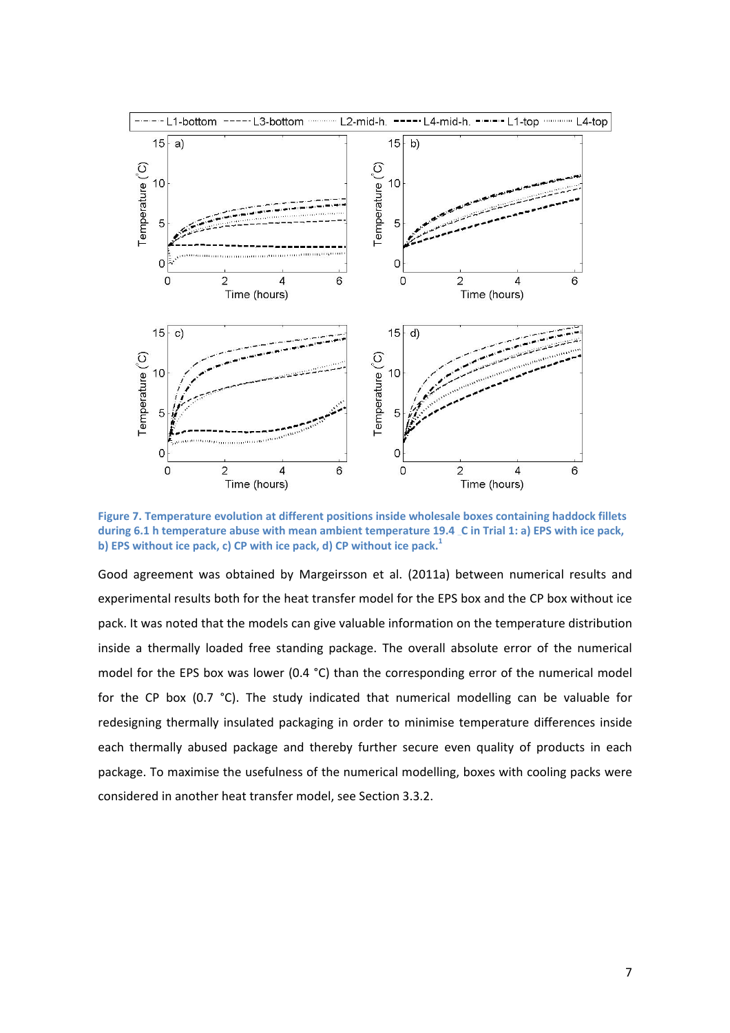**Figure 7. Temperature evolution at different positions inside wholesale boxes containing haddock fillets during 6.1 h temperature abuse with mean ambient temperature 19.4 _C in Trial 1: a) EPS with ice pack, b) EPS without ice pack, c) CP with ice pack, d) CP without ice pack.**[1]

Good agreement was obtained by Margeirsson et al. (2011a) between numerical results and experimental results both for the heat transfer model for the EPS box and the CP box without ice pack. It was noted that the models can give valuable information on the temperature distribution inside a thermally loaded free standing package. The overall absolute error of the numerical model for the EPS box was lower (0.4 °C) than the corresponding error of the numerical model for the CP box (0.7 °C). The study indicated that numerical modelling can be valuable for redesigning thermally insulated packaging in order to minimise temperature differences inside each thermally abused package and thereby further secure even quality of products in each package. To maximise the usefulness of the numerical modelling, boxes with cooling packs were considered in another heat transfer model, see Section 3.3.2.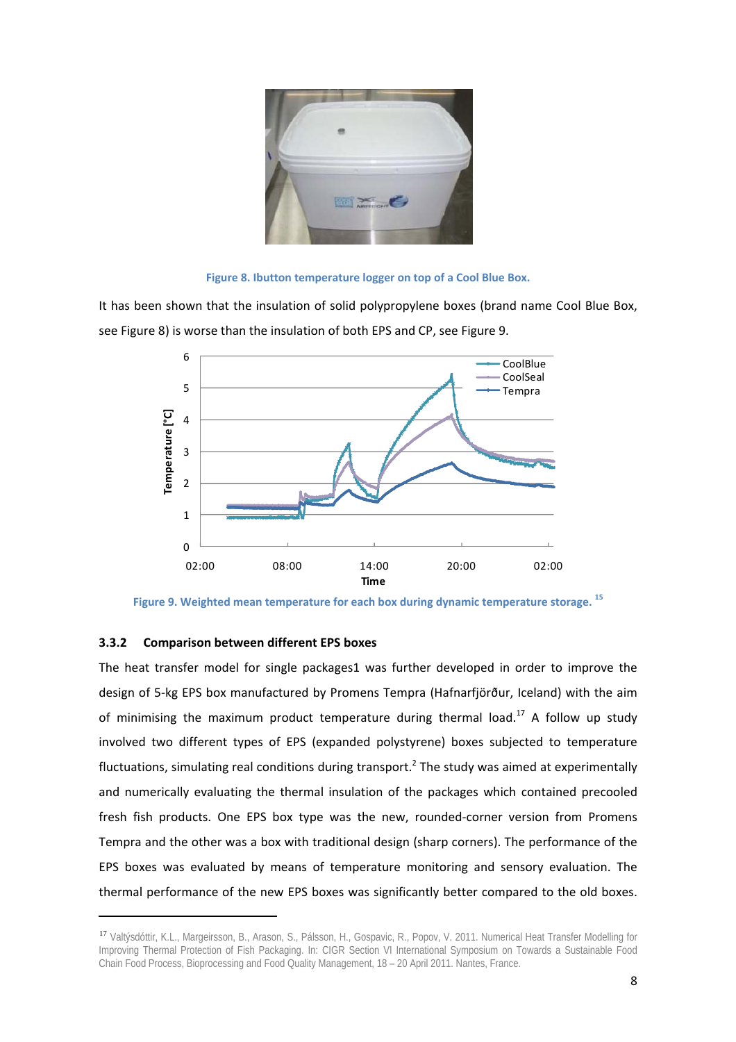Figure 8. Ibutton temperature logger on top of a Cool Blue Box.

It has been shown that the insulation of solid polypropylene boxes (brand name Cool Blue Box, see Figure 8) is worse than the insulation of both EPS and CP, see Figure 9.

Figure 9. Weighted mean temperature for each box during dynamic temperature storage. [15]

### 3.3.2 Comparison between different EPS boxes

The heat transfer model for single packages1 was further developed in order to improve the design of 5-kg EPS box manufactured by Promens Tempra (Hafnarfjörður, Iceland) with the aim of minimising the maximum product temperature during thermal load.[17] A follow up study involved two different types of EPS (expanded polystyrene) boxes subjected to temperature fluctuations, simulating real conditions during transport.[2] The study was aimed at experimentally and numerically evaluating the thermal insulation of the packages which contained precooled fresh fish products. One EPS box type was the new, rounded-corner version from Promens Tempra and the other was a box with traditional design (sharp corners). The performance of the EPS boxes was evaluated by means of temperature monitoring and sensory evaluation. The thermal performance of the new EPS boxes was significantly better compared to the old boxes.

[17] Valtýsdóttir, K.L., Margeirsson, B., Arason, S., Pálsson, H., Gospavic, R., Popov, V. 2011. Numerical Heat Transfer Modelling for Improving Thermal Protection of Fish Packaging. In: CIGR Section VI International Symposium on Towards a Sustainable Food Chain Food Process, Bioprocessing and Food Quality Management, 18 – 20 April 2011. Nantes, France.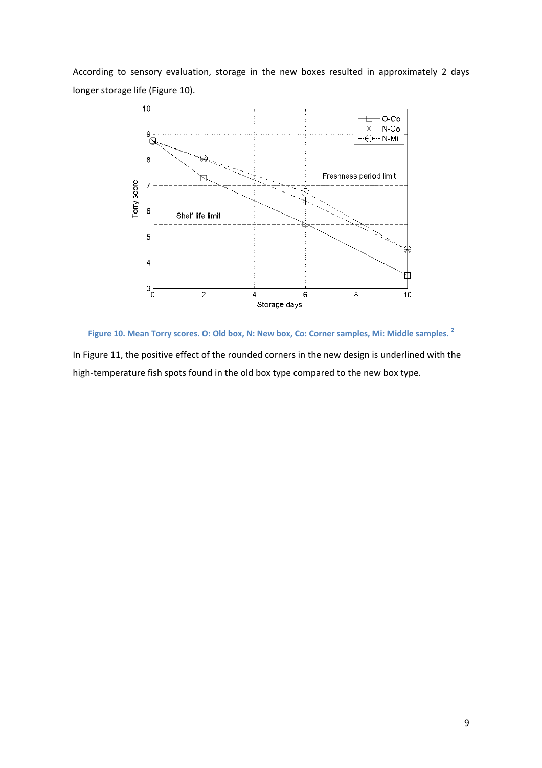According to sensory evaluation, storage in the new boxes resulted in approximately 2 days longer storage life (Figure 10).

Figure 10. Mean Torry scores. O: Old box, N: New box, Co: Corner samples, Mi: Middle samples. [2]

In Figure 11, the positive effect of the rounded corners in the new design is underlined with the high-temperature fish spots found in the old box type compared to the new box type.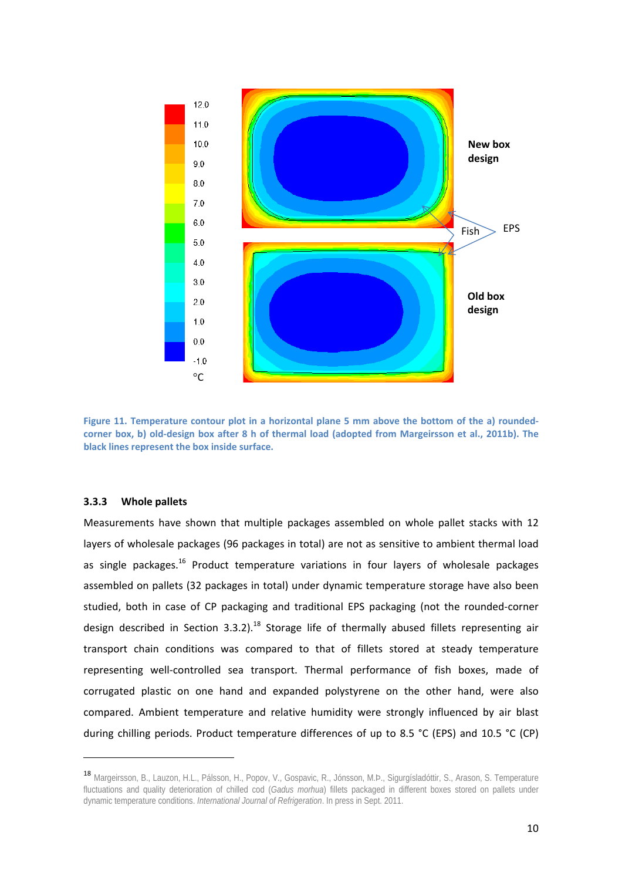Figure 11. Temperature contour plot in a horizontal plane 5 mm above the bottom of the a) rounded-corner box, b) old-design box after 8 h of thermal load (adopted from Margeirsson et al., 2011b). The black lines represent the box inside surface.

### 3.3.3 Whole pallets

Measurements have shown that multiple packages assembled on whole pallet stacks with 12 layers of wholesale packages (96 packages in total) are not as sensitive to ambient thermal load as single packages.[16] Product temperature variations in four layers of wholesale packages assembled on pallets (32 packages in total) under dynamic temperature storage have also been studied, both in case of CP packaging and traditional EPS packaging (not the rounded-corner design described in Section 3.3.2).[18] Storage life of thermally abused fillets representing air transport chain conditions was compared to that of fillets stored at steady temperature representing well-controlled sea transport. Thermal performance of fish boxes, made of corrugated plastic on one hand and expanded polystyrene on the other hand, were also compared. Ambient temperature and relative humidity were strongly influenced by air blast during chilling periods. Product temperature differences of up to 8.5 °C (EPS) and 10.5 °C (CP)

---

[18] Margeirsson, B., Lauzon, H.L., Pálsson, H., Popov, V., Gospavic, R., Jónsson, M.Þ., Sigurgísladóttir, S., Arason, S. Temperature fluctuations and quality deterioration of chilled cod (*Gadus morhua*) fillets packaged in different boxes stored on pallets under dynamic temperature conditions. *International Journal of Refrigeration*. In press in Sept. 2011.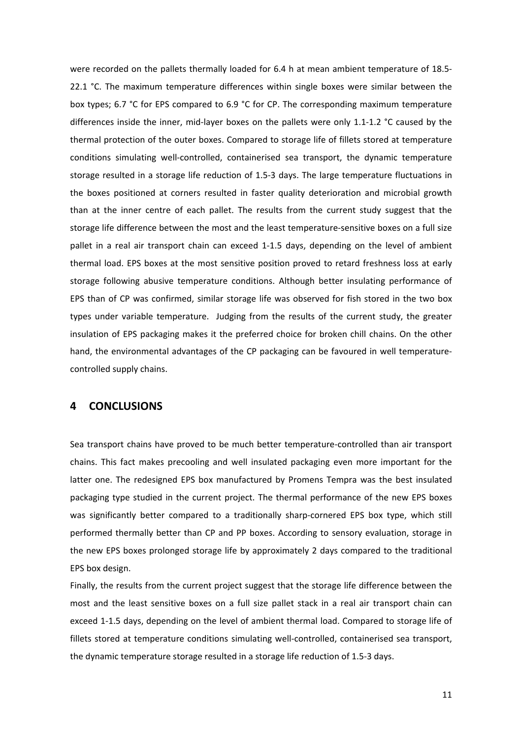were recorded on the pallets thermally loaded for 6.4 h at mean ambient temperature of 18.5-22.1 °C. The maximum temperature differences within single boxes were similar between the box types; 6.7 °C for EPS compared to 6.9 °C for CP. The corresponding maximum temperature differences inside the inner, mid-layer boxes on the pallets were only 1.1-1.2 °C caused by the thermal protection of the outer boxes. Compared to storage life of fillets stored at temperature conditions simulating well-controlled, containerised sea transport, the dynamic temperature storage resulted in a storage life reduction of 1.5-3 days. The large temperature fluctuations in the boxes positioned at corners resulted in faster quality deterioration and microbial growth than at the inner centre of each pallet. The results from the current study suggest that the storage life difference between the most and the least temperature-sensitive boxes on a full size pallet in a real air transport chain can exceed 1-1.5 days, depending on the level of ambient thermal load. EPS boxes at the most sensitive position proved to retard freshness loss at early storage following abusive temperature conditions. Although better insulating performance of EPS than of CP was confirmed, similar storage life was observed for fish stored in the two box types under variable temperature. Judging from the results of the current study, the greater insulation of EPS packaging makes it the preferred choice for broken chill chains. On the other hand, the environmental advantages of the CP packaging can be favoured in well temperature-controlled supply chains.

# 4 CONCLUSIONS

Sea transport chains have proved to be much better temperature-controlled than air transport chains. This fact makes precooling and well insulated packaging even more important for the latter one. The redesigned EPS box manufactured by Promens Tempra was the best insulated packaging type studied in the current project. The thermal performance of the new EPS boxes was significantly better compared to a traditionally sharp-cornered EPS box type, which still performed thermally better than CP and PP boxes. According to sensory evaluation, storage in the new EPS boxes prolonged storage life by approximately 2 days compared to the traditional EPS box design.

Finally, the results from the current project suggest that the storage life difference between the most and the least sensitive boxes on a full size pallet stack in a real air transport chain can exceed 1-1.5 days, depending on the level of ambient thermal load. Compared to storage life of fillets stored at temperature conditions simulating well-controlled, containerised sea transport, the dynamic temperature storage resulted in a storage life reduction of 1.5-3 days.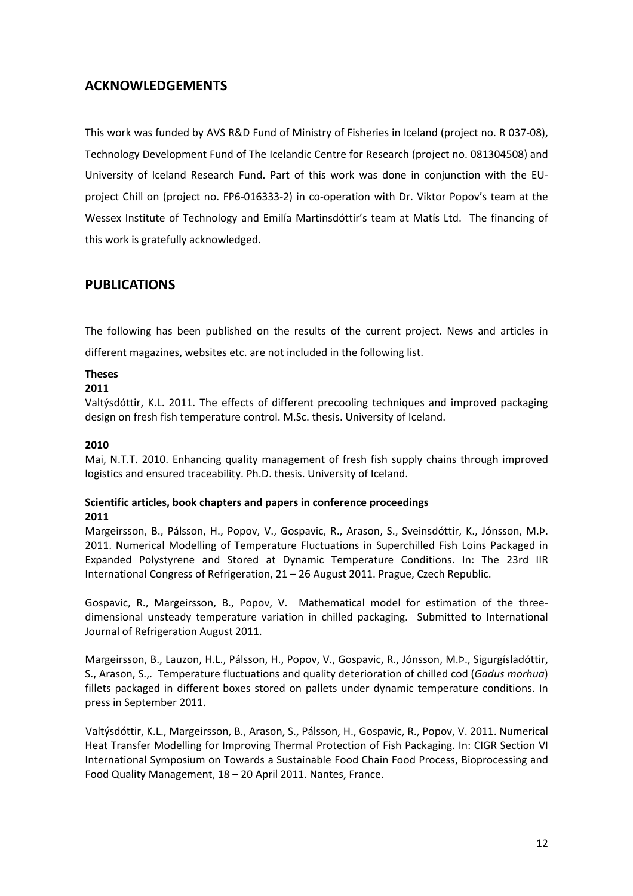## ACKNOWLEDGEMENTS

This work was funded by AVS R&D Fund of Ministry of Fisheries in Iceland (project no. R 037-08), Technology Development Fund of The Icelandic Centre for Research (project no. 081304508) and University of Iceland Research Fund. Part of this work was done in conjunction with the EU-project Chill on (project no. FP6-016333-2) in co-operation with Dr. Viktor Popov's team at the Wessex Institute of Technology and Emilía Martinsdóttir's team at Matís Ltd. The financing of this work is gratefully acknowledged.

## PUBLICATIONS

The following has been published on the results of the current project. News and articles in different magazines, websites etc. are not included in the following list.

**Theses**

**2011**

Valtýsdóttir, K.L. 2011. The effects of different precooling techniques and improved packaging design on fresh fish temperature control. M.Sc. thesis. University of Iceland.

**2010**

Mai, N.T.T. 2010. Enhancing quality management of fresh fish supply chains through improved logistics and ensured traceability. Ph.D. thesis. University of Iceland.

**Scientific articles, book chapters and papers in conference proceedings**

**2011**

Margeirsson, B., Pálsson, H., Popov, V., Gospavic, R., Arason, S., Sveinsdóttir, K., Jónsson, M.Þ. 2011. Numerical Modelling of Temperature Fluctuations in Superchilled Fish Loins Packaged in Expanded Polystyrene and Stored at Dynamic Temperature Conditions. In: The 23rd IIR International Congress of Refrigeration, 21 – 26 August 2011. Prague, Czech Republic.

Gospavic, R., Margeirsson, B., Popov, V. Mathematical model for estimation of the three-dimensional unsteady temperature variation in chilled packaging. Submitted to International Journal of Refrigeration August 2011.

Margeirsson, B., Lauzon, H.L., Pálsson, H., Popov, V., Gospavic, R., Jónsson, M.Þ., Sigurgísladóttir, S., Arason, S.,. Temperature fluctuations and quality deterioration of chilled cod (*Gadus morhua*) fillets packaged in different boxes stored on pallets under dynamic temperature conditions. In press in September 2011.

Valtýsdóttir, K.L., Margeirsson, B., Arason, S., Pálsson, H., Gospavic, R., Popov, V. 2011. Numerical Heat Transfer Modelling for Improving Thermal Protection of Fish Packaging. In: CIGR Section VI International Symposium on Towards a Sustainable Food Chain Food Process, Bioprocessing and Food Quality Management, 18 – 20 April 2011. Nantes, France.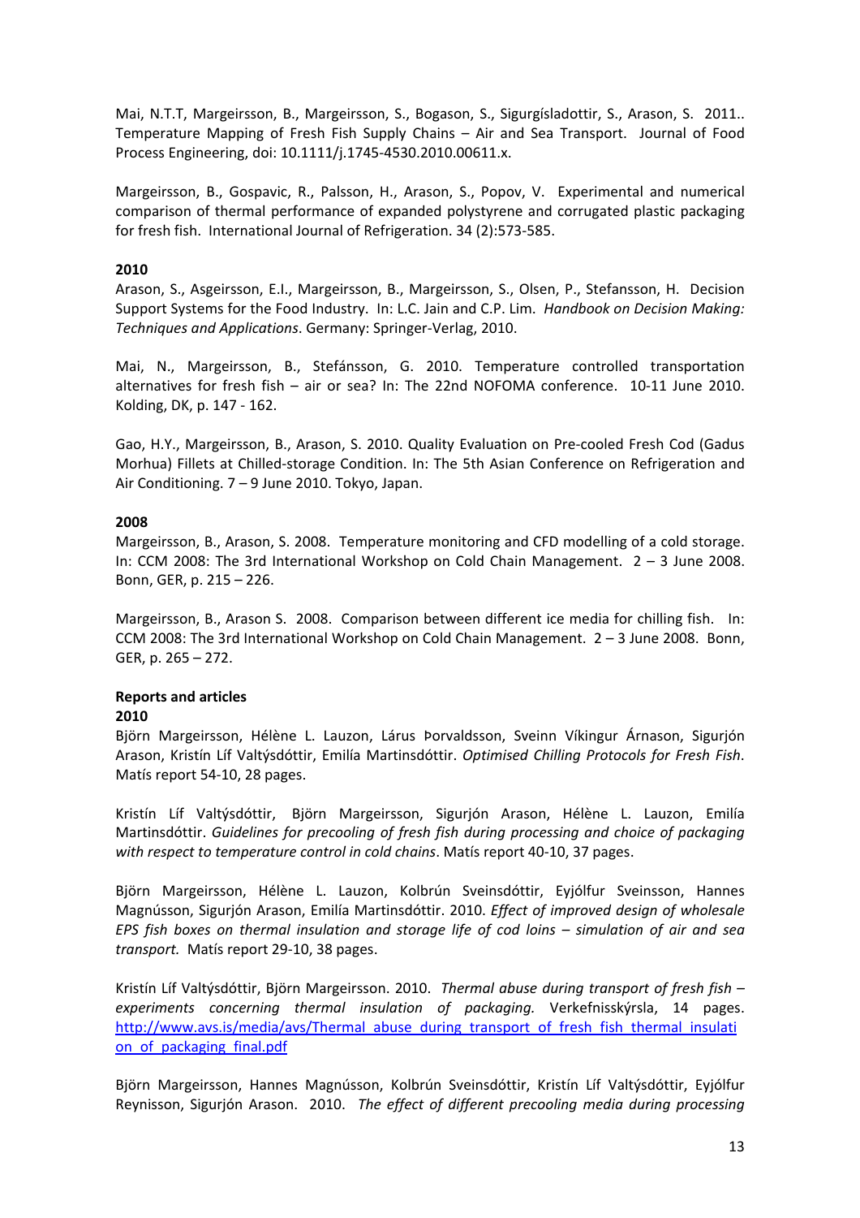Mai, N.T.T, Margeirsson, B., Margeirsson, S., Bogason, S., Sigurgísladottir, S., Arason, S. 2011.. Temperature Mapping of Fresh Fish Supply Chains – Air and Sea Transport. Journal of Food Process Engineering, doi: 10.1111/j.1745-4530.2010.00611.x.

Margeirsson, B., Gospavic, R., Palsson, H., Arason, S., Popov, V. Experimental and numerical comparison of thermal performance of expanded polystyrene and corrugated plastic packaging for fresh fish. International Journal of Refrigeration. 34 (2):573-585.

**2010**

Arason, S., Asgeirsson, E.I., Margeirsson, B., Margeirsson, S., Olsen, P., Stefansson, H. Decision Support Systems for the Food Industry. In: L.C. Jain and C.P. Lim. *Handbook on Decision Making: Techniques and Applications*. Germany: Springer-Verlag, 2010.

Mai, N., Margeirsson, B., Stefánsson, G. 2010. Temperature controlled transportation alternatives for fresh fish – air or sea? In: The 22nd NOFOMA conference. 10-11 June 2010. Kolding, DK, p. 147 - 162.

Gao, H.Y., Margeirsson, B., Arason, S. 2010. Quality Evaluation on Pre-cooled Fresh Cod (Gadus Morhua) Fillets at Chilled-storage Condition. In: The 5th Asian Conference on Refrigeration and Air Conditioning. 7 – 9 June 2010. Tokyo, Japan.

**2008**

Margeirsson, B., Arason, S. 2008. Temperature monitoring and CFD modelling of a cold storage. In: CCM 2008: The 3rd International Workshop on Cold Chain Management. 2 – 3 June 2008. Bonn, GER, p. 215 – 226.

Margeirsson, B., Arason S. 2008. Comparison between different ice media for chilling fish. In: CCM 2008: The 3rd International Workshop on Cold Chain Management. 2 – 3 June 2008. Bonn, GER, p. 265 – 272.

**Reports and articles**

**2010**

Björn Margeirsson, Hélène L. Lauzon, Lárus Þorvaldsson, Sveinn Víkingur Árnason, Sigurjón Arason, Kristín Líf Valtýsdóttir, Emilía Martinsdóttir. *Optimised Chilling Protocols for Fresh Fish*. Matís report 54-10, 28 pages.

Kristín Líf Valtýsdóttir, Björn Margeirsson, Sigurjón Arason, Hélène L. Lauzon, Emilía Martinsdóttir. *Guidelines for precooling of fresh fish during processing and choice of packaging with respect to temperature control in cold chains*. Matís report 40-10, 37 pages.

Björn Margeirsson, Hélène L. Lauzon, Kolbrún Sveinsdóttir, Eyjólfur Sveinsson, Hannes Magnússon, Sigurjón Arason, Emilía Martinsdóttir. 2010. *Effect of improved design of wholesale EPS fish boxes on thermal insulation and storage life of cod loins – simulation of air and sea transport.* Matís report 29-10, 38 pages.

Kristín Líf Valtýsdóttir, Björn Margeirsson. 2010. *Thermal abuse during transport of fresh fish – experiments concerning thermal insulation of packaging.* Verkefnisskýrsla, 14 pages. http://www.avs.is/media/avs/Thermal_abuse_during_transport_of_fresh_fish_thermal_insulation_of_packaging_final.pdf

Björn Margeirsson, Hannes Magnússon, Kolbrún Sveinsdóttir, Kristín Líf Valtýsdóttir, Eyjólfur Reynisson, Sigurjón Arason. 2010. *The effect of different precooling media during processing*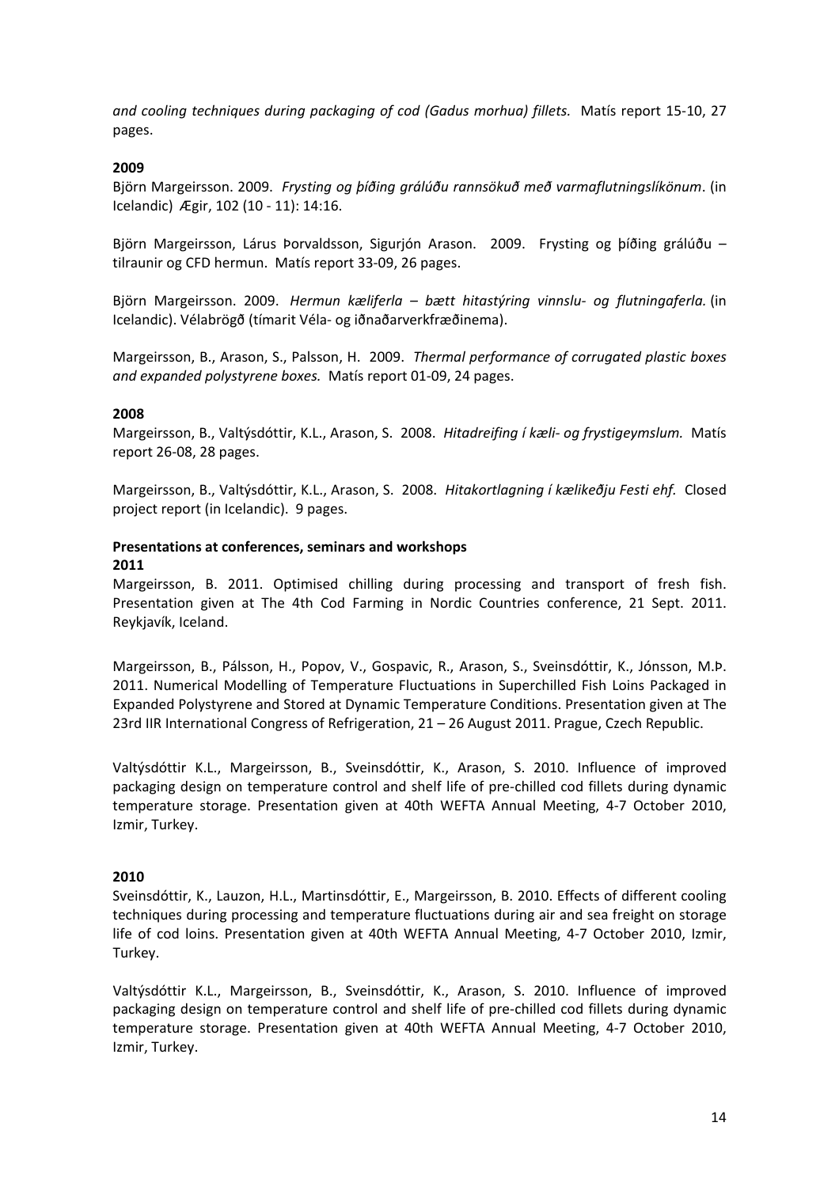*and cooling techniques during packaging of cod (Gadus morhua) fillets.* Matís report 15-10, 27 pages.

**2009**

Björn Margeirsson. 2009. *Frysting og þíðing grálúðu rannsökuð með varmaflutningslíkönum*. (in Icelandic) Ægir, 102 (10 - 11): 14:16.

Björn Margeirsson, Lárus Þorvaldsson, Sigurjón Arason. 2009. Frysting og þíðing grálúðu – tilraunir og CFD hermun. Matís report 33-09, 26 pages.

Björn Margeirsson. 2009. *Hermun kæliferla – bætt hitastýring vinnslu- og flutningaferla.* (in Icelandic). Vélabrögð (tímarit Véla- og iðnaðarverkfræðinema).

Margeirsson, B., Arason, S., Palsson, H. 2009. *Thermal performance of corrugated plastic boxes and expanded polystyrene boxes.* Matís report 01-09, 24 pages.

**2008**

Margeirsson, B., Valtýsdóttir, K.L., Arason, S. 2008. *Hitadreifing í kæli- og frystigeymslum.* Matís report 26-08, 28 pages.

Margeirsson, B., Valtýsdóttir, K.L., Arason, S. 2008. *Hitakortlagning í kælikeðju Festi ehf.* Closed project report (in Icelandic). 9 pages.

**Presentations at conferences, seminars and workshops**

**2011**

Margeirsson, B. 2011. Optimised chilling during processing and transport of fresh fish. Presentation given at The 4th Cod Farming in Nordic Countries conference, 21 Sept. 2011. Reykjavík, Iceland.

Margeirsson, B., Pálsson, H., Popov, V., Gospavic, R., Arason, S., Sveinsdóttir, K., Jónsson, M.Þ. 2011. Numerical Modelling of Temperature Fluctuations in Superchilled Fish Loins Packaged in Expanded Polystyrene and Stored at Dynamic Temperature Conditions. Presentation given at The 23rd IIR International Congress of Refrigeration, 21 – 26 August 2011. Prague, Czech Republic.

Valtýsdóttir K.L., Margeirsson, B., Sveinsdóttir, K., Arason, S. 2010. Influence of improved packaging design on temperature control and shelf life of pre-chilled cod fillets during dynamic temperature storage. Presentation given at 40th WEFTA Annual Meeting, 4-7 October 2010, Izmir, Turkey.

**2010**

Sveinsdóttir, K., Lauzon, H.L., Martinsdóttir, E., Margeirsson, B. 2010. Effects of different cooling techniques during processing and temperature fluctuations during air and sea freight on storage life of cod loins. Presentation given at 40th WEFTA Annual Meeting, 4-7 October 2010, Izmir, Turkey.

Valtýsdóttir K.L., Margeirsson, B., Sveinsdóttir, K., Arason, S. 2010. Influence of improved packaging design on temperature control and shelf life of pre-chilled cod fillets during dynamic temperature storage. Presentation given at 40th WEFTA Annual Meeting, 4-7 October 2010, Izmir, Turkey.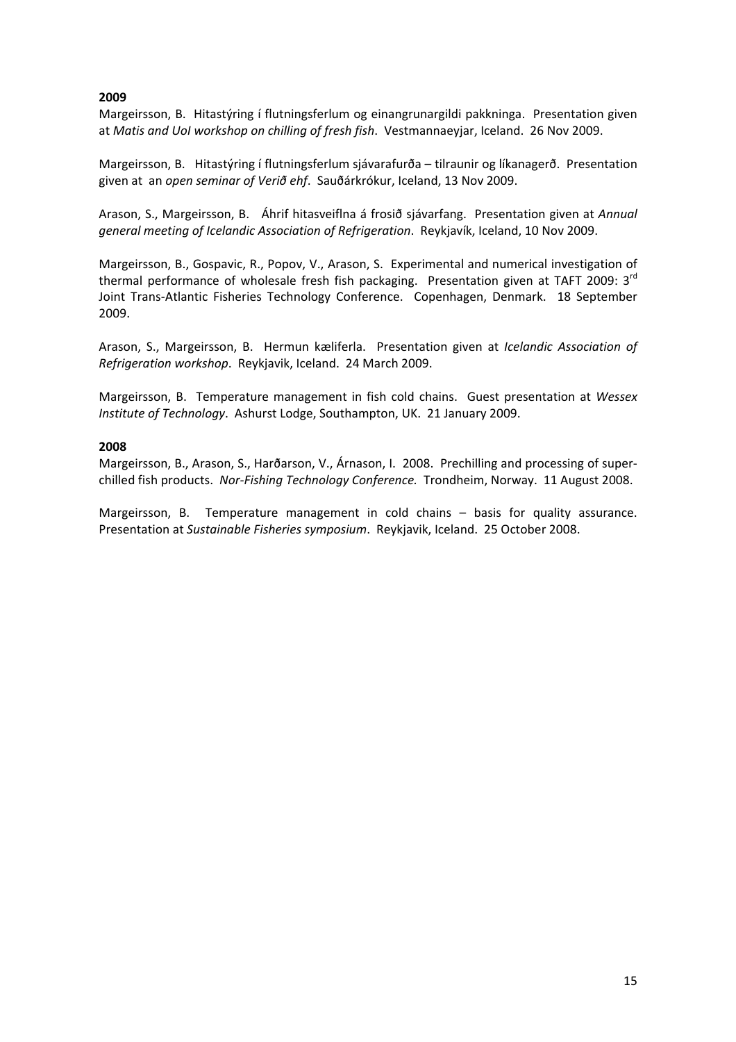**2009**

Margeirsson, B. Hitastýring í flutningsferlum og einangrunargildi pakkninga. Presentation given at *Matis and UoI workshop on chilling of fresh fish*. Vestmannaeyjar, Iceland. 26 Nov 2009.

Margeirsson, B. Hitastýring í flutningsferlum sjávarafurða – tilraunir og líkanagerð. Presentation given at an *open seminar of Verið ehf*. Sauðárkrókur, Iceland, 13 Nov 2009.

Arason, S., Margeirsson, B. Áhrif hitasveiflna á frosið sjávarfang. Presentation given at *Annual general meeting of Icelandic Association of Refrigeration*. Reykjavík, Iceland, 10 Nov 2009.

Margeirsson, B., Gospavic, R., Popov, V., Arason, S. Experimental and numerical investigation of thermal performance of wholesale fresh fish packaging. Presentation given at TAFT 2009: 3rd Joint Trans-Atlantic Fisheries Technology Conference. Copenhagen, Denmark. 18 September 2009.

Arason, S., Margeirsson, B. Hermun kæliferla. Presentation given at *Icelandic Association of Refrigeration workshop*. Reykjavik, Iceland. 24 March 2009.

Margeirsson, B. Temperature management in fish cold chains. Guest presentation at *Wessex Institute of Technology*. Ashurst Lodge, Southampton, UK. 21 January 2009.

**2008**

Margeirsson, B., Arason, S., Harðarson, V., Árnason, I. 2008. Prechilling and processing of super-chilled fish products. *Nor-Fishing Technology Conference.* Trondheim, Norway. 11 August 2008.

Margeirsson, B. Temperature management in cold chains – basis for quality assurance. Presentation at *Sustainable Fisheries symposium*. Reykjavik, Iceland. 25 October 2008.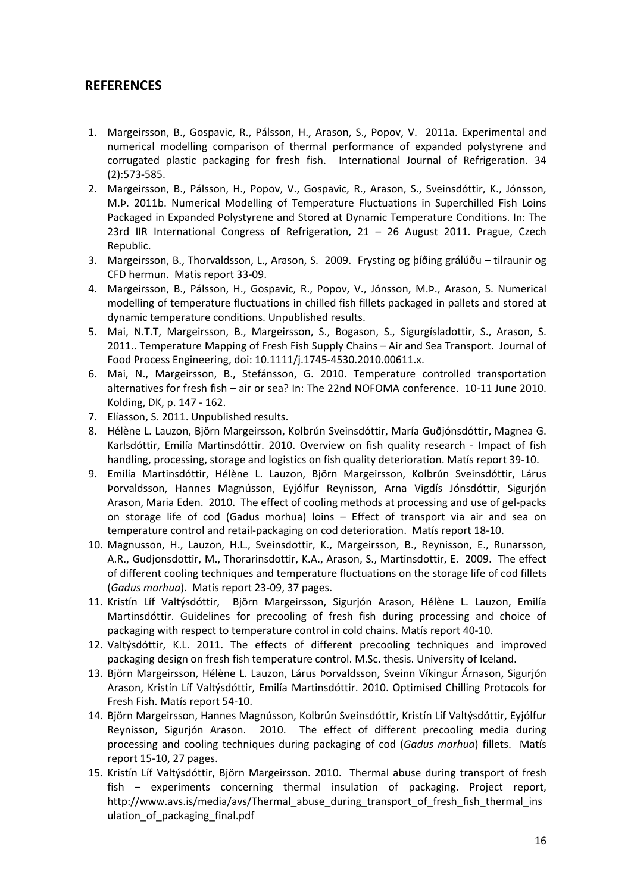## REFERENCES

1. Margeirsson, B., Gospavic, R., Pálsson, H., Arason, S., Popov, V. 2011a. Experimental and numerical modelling comparison of thermal performance of expanded polystyrene and corrugated plastic packaging for fresh fish. International Journal of Refrigeration. 34 (2):573-585.
2. Margeirsson, B., Pálsson, H., Popov, V., Gospavic, R., Arason, S., Sveinsdóttir, K., Jónsson, M.Þ. 2011b. Numerical Modelling of Temperature Fluctuations in Superchilled Fish Loins Packaged in Expanded Polystyrene and Stored at Dynamic Temperature Conditions. In: The 23rd IIR International Congress of Refrigeration, 21 – 26 August 2011. Prague, Czech Republic.
3. Margeirsson, B., Thorvaldsson, L., Arason, S. 2009. Frysting og þíðing grálúðu – tilraunir og CFD hermun. Matis report 33-09.
4. Margeirsson, B., Pálsson, H., Gospavic, R., Popov, V., Jónsson, M.Þ., Arason, S. Numerical modelling of temperature fluctuations in chilled fish fillets packaged in pallets and stored at dynamic temperature conditions. Unpublished results.
5. Mai, N.T.T, Margeirsson, B., Margeirsson, S., Bogason, S., Sigurgísladottir, S., Arason, S. 2011.. Temperature Mapping of Fresh Fish Supply Chains – Air and Sea Transport. Journal of Food Process Engineering, doi: 10.1111/j.1745-4530.2010.00611.x.
6. Mai, N., Margeirsson, B., Stefánsson, G. 2010. Temperature controlled transportation alternatives for fresh fish – air or sea? In: The 22nd NOFOMA conference. 10-11 June 2010. Kolding, DK, p. 147 - 162.
7. Elíasson, S. 2011. Unpublished results.
8. Hélène L. Lauzon, Björn Margeirsson, Kolbrún Sveinsdóttir, María Guðjónsdóttir, Magnea G. Karlsdóttir, Emilía Martinsdóttir. 2010. Overview on fish quality research - Impact of fish handling, processing, storage and logistics on fish quality deterioration. Matís report 39-10.
9. Emilía Martinsdóttir, Hélène L. Lauzon, Björn Margeirsson, Kolbrún Sveinsdóttir, Lárus Þorvaldsson, Hannes Magnússon, Eyjólfur Reynisson, Arna Vigdís Jónsdóttir, Sigurjón Arason, Maria Eden. 2010. The effect of cooling methods at processing and use of gel-packs on storage life of cod (Gadus morhua) loins – Effect of transport via air and sea on temperature control and retail-packaging on cod deterioration. Matís report 18-10.
10. Magnusson, H., Lauzon, H.L., Sveinsdottir, K., Margeirsson, B., Reynisson, E., Runarsson, A.R., Gudjonsdottir, M., Thorarinsdottir, K.A., Arason, S., Martinsdottir, E. 2009. The effect of different cooling techniques and temperature fluctuations on the storage life of cod fillets (*Gadus morhua*). Matis report 23-09, 37 pages.
11. Kristín Líf Valtýsdóttir, Björn Margeirsson, Sigurjón Arason, Hélène L. Lauzon, Emilía Martinsdóttir. Guidelines for precooling of fresh fish during processing and choice of packaging with respect to temperature control in cold chains. Matís report 40-10.
12. Valtýsdóttir, K.L. 2011. The effects of different precooling techniques and improved packaging design on fresh fish temperature control. M.Sc. thesis. University of Iceland.
13. Björn Margeirsson, Hélène L. Lauzon, Lárus Þorvaldsson, Sveinn Víkingur Árnason, Sigurjón Arason, Kristín Líf Valtýsdóttir, Emilía Martinsdóttir. 2010. Optimised Chilling Protocols for Fresh Fish. Matís report 54-10.
14. Björn Margeirsson, Hannes Magnússon, Kolbrún Sveinsdóttir, Kristín Líf Valtýsdóttir, Eyjólfur Reynisson, Sigurjón Arason. 2010. The effect of different precooling media during processing and cooling techniques during packaging of cod (*Gadus morhua*) fillets. Matís report 15-10, 27 pages.
15. Kristín Líf Valtýsdóttir, Björn Margeirsson. 2010. Thermal abuse during transport of fresh fish – experiments concerning thermal insulation of packaging. Project report, http://www.avs.is/media/avs/Thermal_abuse_during_transport_of_fresh_fish_thermal_insulation_of_packaging_final.pdf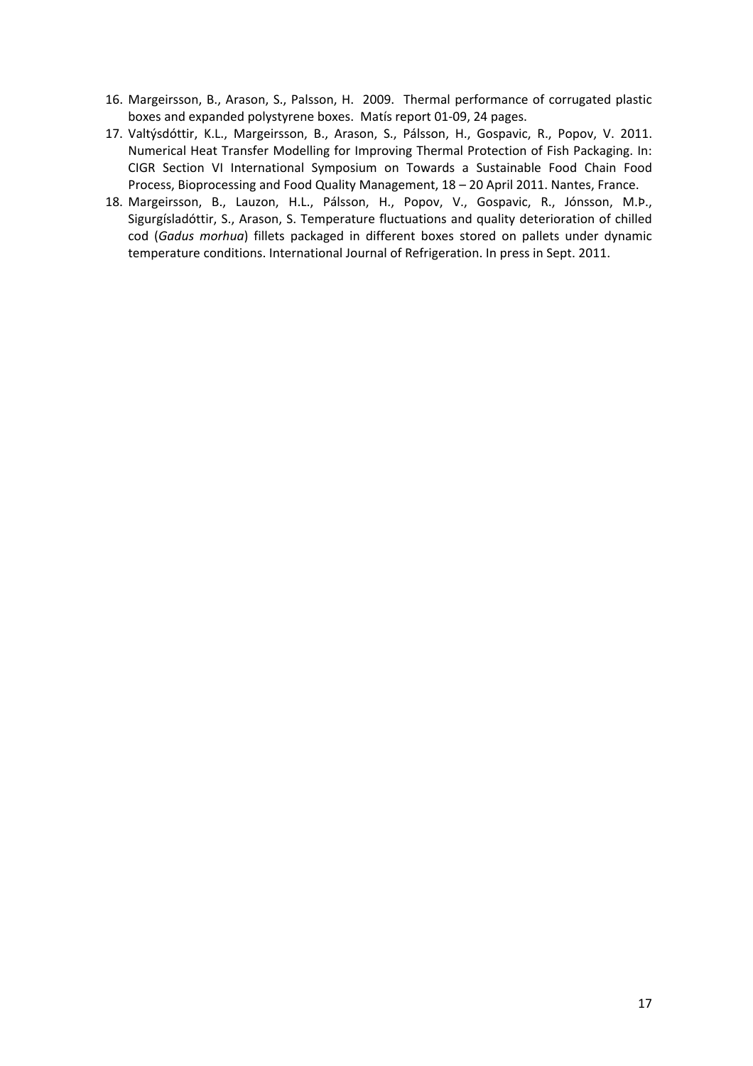16. Margeirsson, B., Arason, S., Palsson, H. 2009. Thermal performance of corrugated plastic boxes and expanded polystyrene boxes. Matís report 01-09, 24 pages.
17. Valtýsdóttir, K.L., Margeirsson, B., Arason, S., Pálsson, H., Gospavic, R., Popov, V. 2011. Numerical Heat Transfer Modelling for Improving Thermal Protection of Fish Packaging. In: CIGR Section VI International Symposium on Towards a Sustainable Food Chain Food Process, Bioprocessing and Food Quality Management, 18 – 20 April 2011. Nantes, France.
18. Margeirsson, B., Lauzon, H.L., Pálsson, H., Popov, V., Gospavic, R., Jónsson, M.Þ., Sigurgísladóttir, S., Arason, S. Temperature fluctuations and quality deterioration of chilled cod (*Gadus morhua*) fillets packaged in different boxes stored on pallets under dynamic temperature conditions. International Journal of Refrigeration. In press in Sept. 2011.